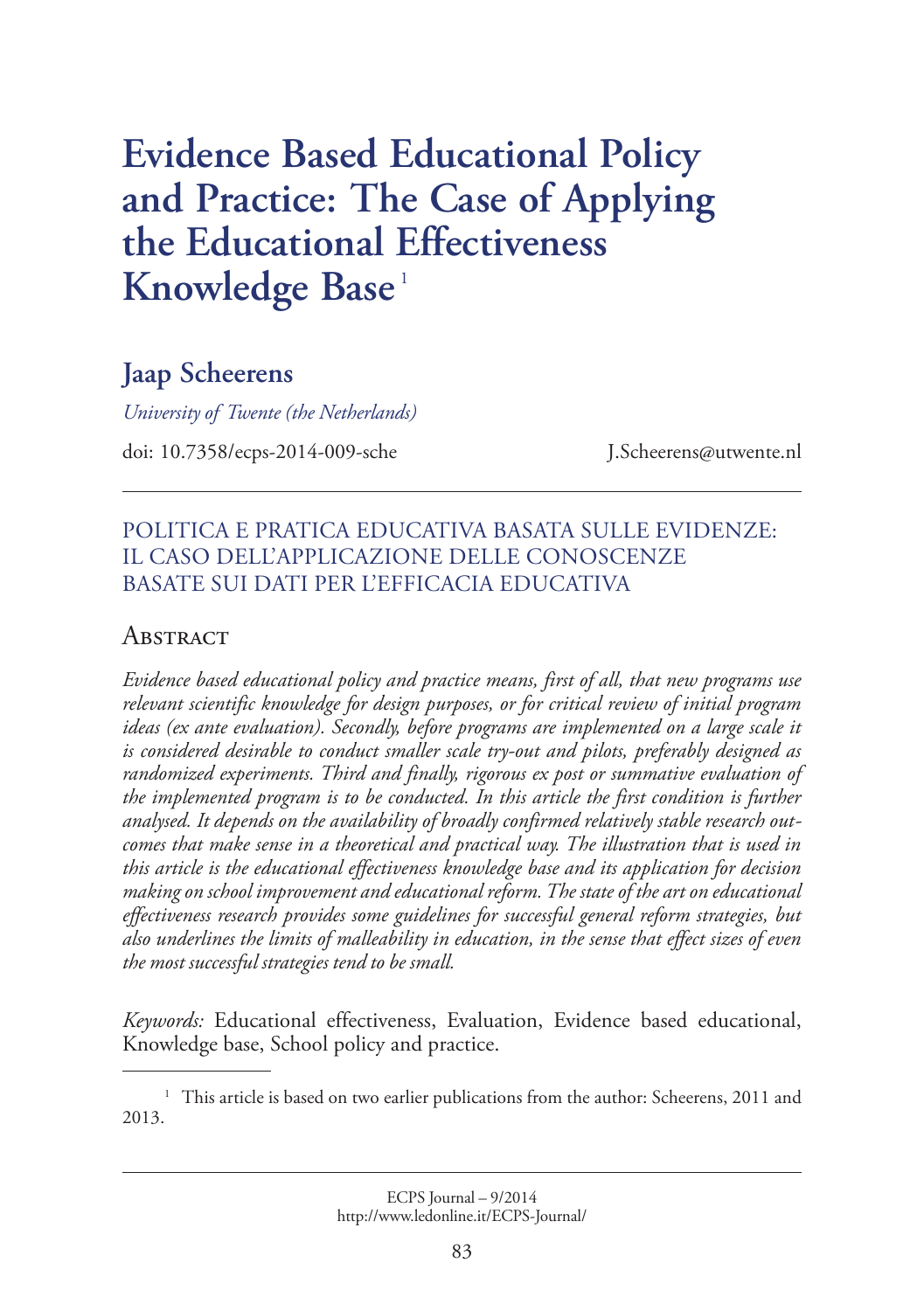# Evidence Based Educational Policy and Practice: The Case of Applying the Educational Effectiveness Knowledge Base[1]

## Jaap Scheerens

*University of Twente (the Netherlands)*

doi: 10.7358/ecps-2014-009-sche J.Scheerens@utwente.nl

---

POLITICA E PRATICA EDUCATIVA BASATA SULLE EVIDENZE: IL CASO DELL'APPLICAZIONE DELLE CONOSCENZE BASATE SUI DATI PER L'EFFICACIA EDUCATIVA

### Abstract

*Evidence based educational policy and practice means, first of all, that new programs use relevant scientific knowledge for design purposes, or for critical review of initial program ideas (ex ante evaluation). Secondly, before programs are implemented on a large scale it is considered desirable to conduct smaller scale try-out and pilots, preferably designed as randomized experiments. Third and finally, rigorous ex post or summative evaluation of the implemented program is to be conducted. In this article the first condition is further analysed. It depends on the availability of broadly confirmed relatively stable research outcomes that make sense in a theoretical and practical way. The illustration that is used in this article is the educational effectiveness knowledge base and its application for decision making on school improvement and educational reform. The state of the art on educational effectiveness research provides some guidelines for successful general reform strategies, but also underlines the limits of malleability in education, in the sense that effect sizes of even the most successful strategies tend to be small.*

*Keywords:* Educational effectiveness, Evaluation, Evidence based educational, Knowledge base, School policy and practice.

---

[1] This article is based on two earlier publications from the author: Scheerens, 2011 and 2013.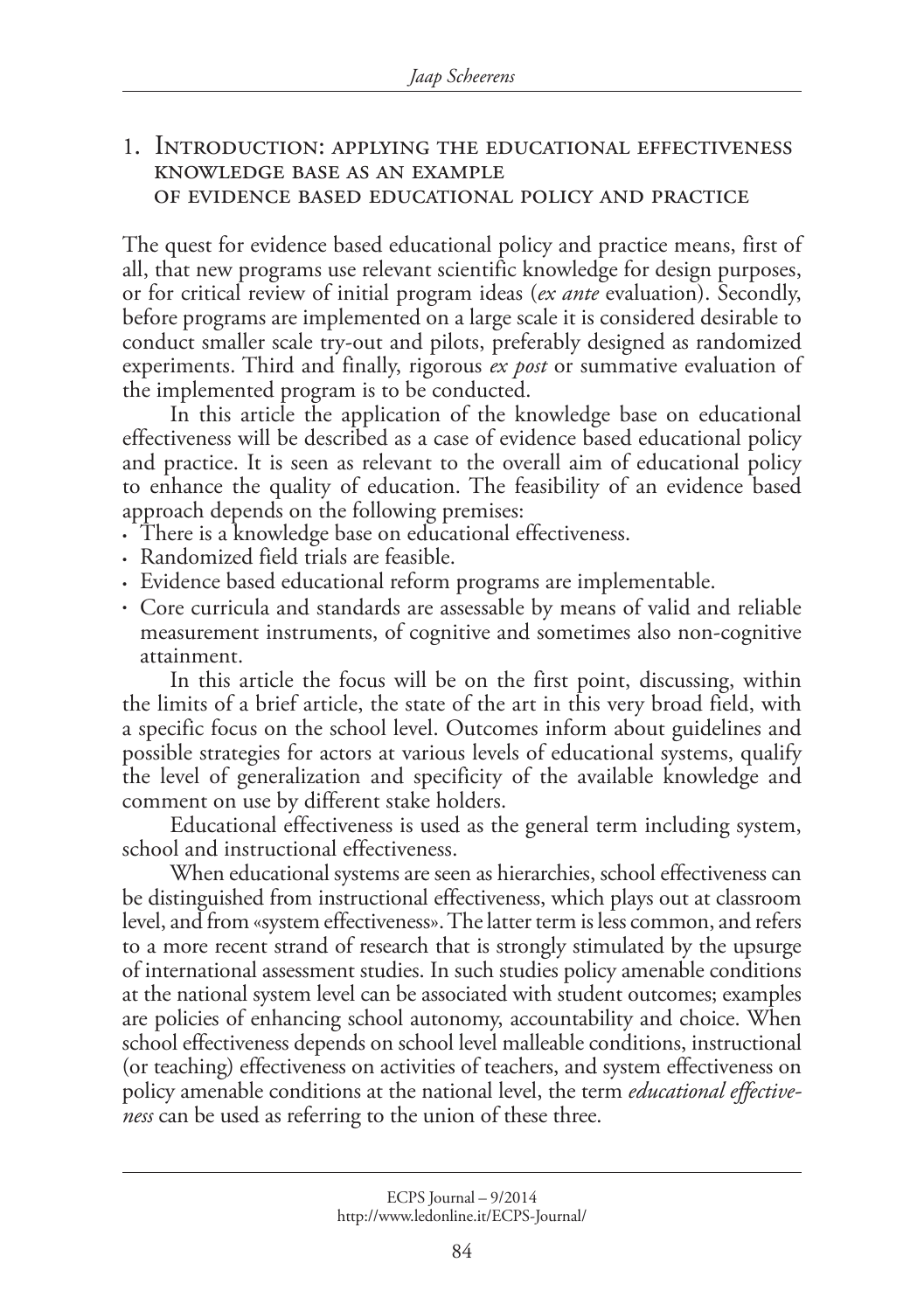## 1. Introduction: applying the educational effectiveness knowledge base as an example of evidence based educational policy and practice

The quest for evidence based educational policy and practice means, first of all, that new programs use relevant scientific knowledge for design purposes, or for critical review of initial program ideas (*ex ante* evaluation). Secondly, before programs are implemented on a large scale it is considered desirable to conduct smaller scale try-out and pilots, preferably designed as randomized experiments. Third and finally, rigorous *ex post* or summative evaluation of the implemented program is to be conducted.

In this article the application of the knowledge base on educational effectiveness will be described as a case of evidence based educational policy and practice. It is seen as relevant to the overall aim of educational policy to enhance the quality of education. The feasibility of an evidence based approach depends on the following premises:

- There is a knowledge base on educational effectiveness.
- Randomized field trials are feasible.
- Evidence based educational reform programs are implementable.
- Core curricula and standards are assessable by means of valid and reliable measurement instruments, of cognitive and sometimes also non-cognitive attainment.

In this article the focus will be on the first point, discussing, within the limits of a brief article, the state of the art in this very broad field, with a specific focus on the school level. Outcomes inform about guidelines and possible strategies for actors at various levels of educational systems, qualify the level of generalization and specificity of the available knowledge and comment on use by different stake holders.

Educational effectiveness is used as the general term including system, school and instructional effectiveness.

When educational systems are seen as hierarchies, school effectiveness can be distinguished from instructional effectiveness, which plays out at classroom level, and from «system effectiveness». The latter term is less common, and refers to a more recent strand of research that is strongly stimulated by the upsurge of international assessment studies. In such studies policy amenable conditions at the national system level can be associated with student outcomes; examples are policies of enhancing school autonomy, accountability and choice. When school effectiveness depends on school level malleable conditions, instructional (or teaching) effectiveness on activities of teachers, and system effectiveness on policy amenable conditions at the national level, the term *educational effectiveness* can be used as referring to the union of these three.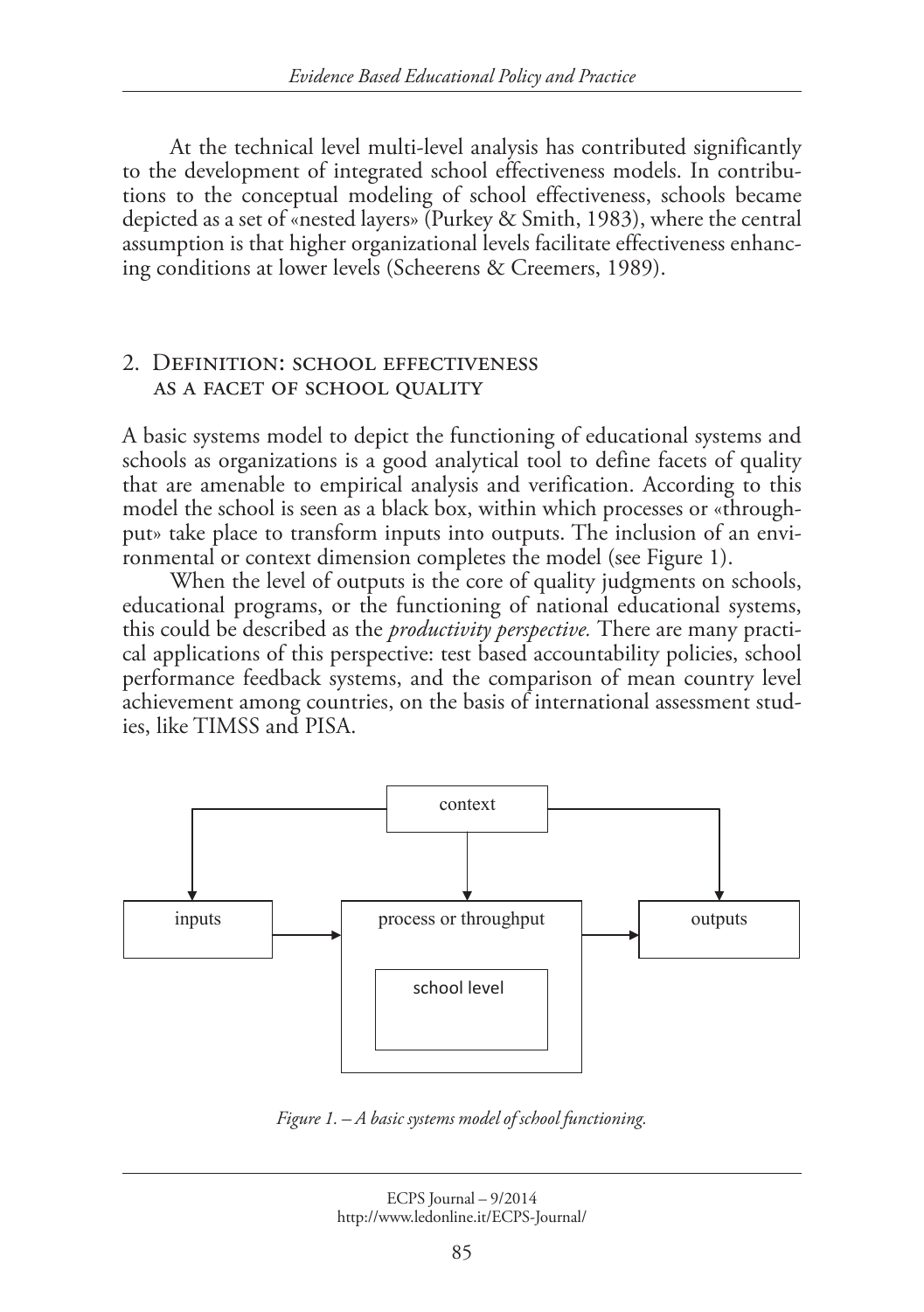At the technical level multi-level analysis has contributed significantly to the development of integrated school effectiveness models. In contributions to the conceptual modeling of school effectiveness, schools became depicted as a set of «nested layers» (Purkey & Smith, 1983), where the central assumption is that higher organizational levels facilitate effectiveness enhancing conditions at lower levels (Scheerens & Creemers, 1989).

## 2. Definition: school effectiveness as a facet of school quality

A basic systems model to depict the functioning of educational systems and schools as organizations is a good analytical tool to define facets of quality that are amenable to empirical analysis and verification. According to this model the school is seen as a black box, within which processes or «throughput» take place to transform inputs into outputs. The inclusion of an environmental or context dimension completes the model (see Figure 1).

When the level of outputs is the core of quality judgments on schools, educational programs, or the functioning of national educational systems, this could be described as the *productivity perspective*. There are many practical applications of this perspective: test based accountability policies, school performance feedback systems, and the comparison of mean country level achievement among countries, on the basis of international assessment studies, like TIMSS and PISA.

context

inputs → process or throughput (school level) → outputs

*Figure 1. – A basic systems model of school functioning.*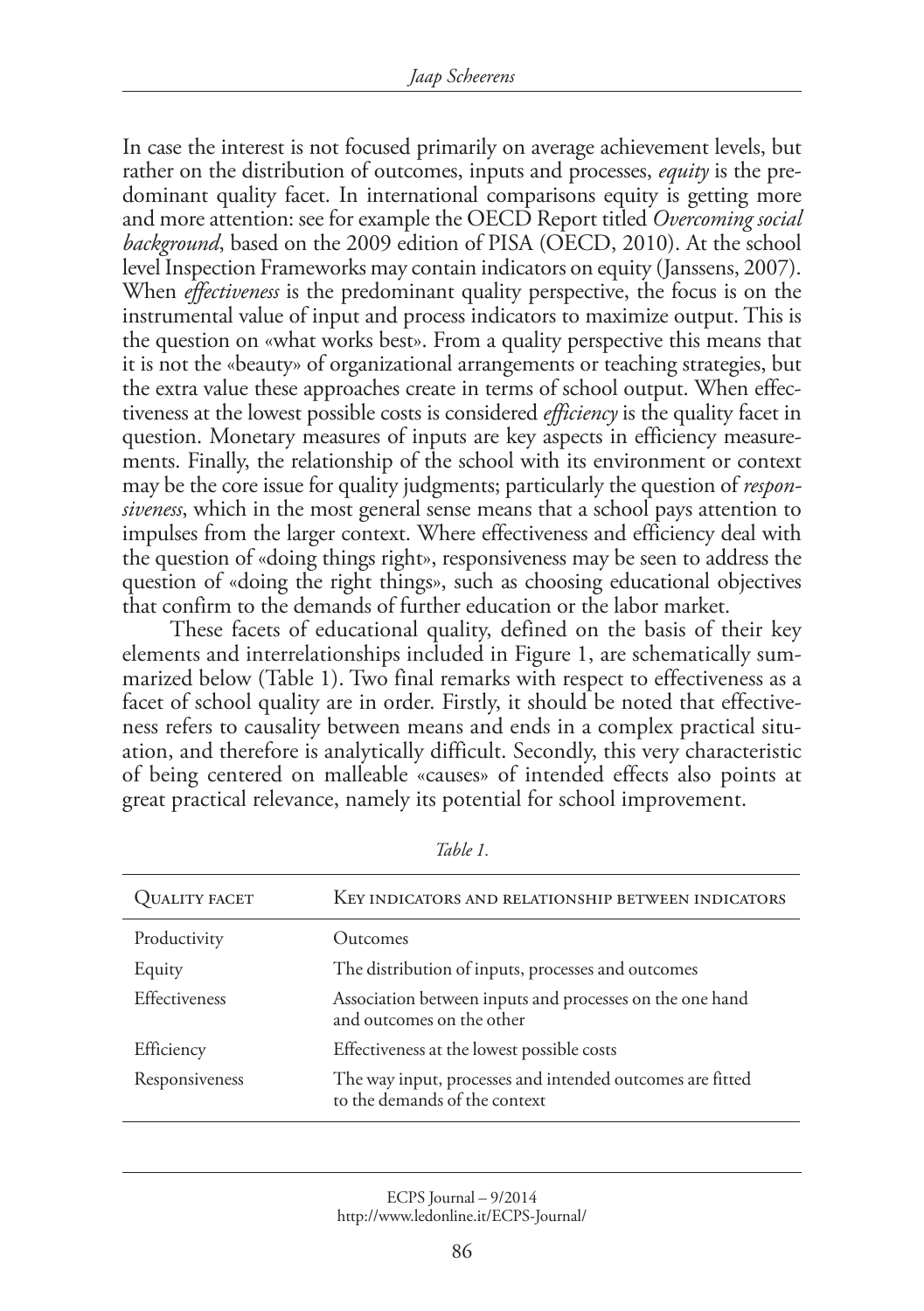In case the interest is not focused primarily on average achievement levels, but rather on the distribution of outcomes, inputs and processes, *equity* is the predominant quality facet. In international comparisons equity is getting more and more attention: see for example the OECD Report titled *Overcoming social background*, based on the 2009 edition of PISA (OECD, 2010). At the school level Inspection Frameworks may contain indicators on equity (Janssens, 2007). When *effectiveness* is the predominant quality perspective, the focus is on the instrumental value of input and process indicators to maximize output. This is the question on «what works best». From a quality perspective this means that it is not the «beauty» of organizational arrangements or teaching strategies, but the extra value these approaches create in terms of school output. When effectiveness at the lowest possible costs is considered *efficiency* is the quality facet in question. Monetary measures of inputs are key aspects in efficiency measurements. Finally, the relationship of the school with its environment or context may be the core issue for quality judgments; particularly the question of *responsiveness*, which in the most general sense means that a school pays attention to impulses from the larger context. Where effectiveness and efficiency deal with the question of «doing things right», responsiveness may be seen to address the question of «doing the right things», such as choosing educational objectives that confirm to the demands of further education or the labor market.

These facets of educational quality, defined on the basis of their key elements and interrelationships included in Figure 1, are schematically summarized below (Table 1). Two final remarks with respect to effectiveness as a facet of school quality are in order. Firstly, it should be noted that effectiveness refers to causality between means and ends in a complex practical situation, and therefore is analytically difficult. Secondly, this very characteristic of being centered on malleable «causes» of intended effects also points at great practical relevance, namely its potential for school improvement.

*Table 1.*

| Quality facet | Key indicators and relationship between indicators |
|---|---|
| Productivity | Outcomes |
| Equity | The distribution of inputs, processes and outcomes |
| Effectiveness | Association between inputs and processes on the one hand and outcomes on the other |
| Efficiency | Effectiveness at the lowest possible costs |
| Responsiveness | The way input, processes and intended outcomes are fitted to the demands of the context |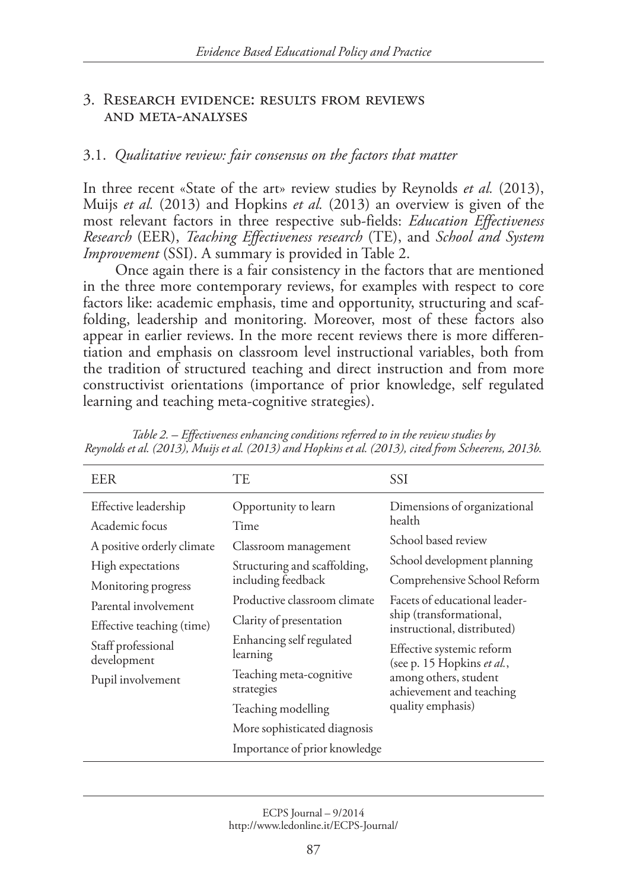## 3. Research evidence: results from reviews and meta-analyses

### 3.1. *Qualitative review: fair consensus on the factors that matter*

In three recent «State of the art» review studies by Reynolds *et al.* (2013), Muijs *et al.* (2013) and Hopkins *et al.* (2013) an overview is given of the most relevant factors in three respective sub-fields: *Education Effectiveness Research* (EER), *Teaching Effectiveness research* (TE), and *School and System Improvement* (SSI). A summary is provided in Table 2.

Once again there is a fair consistency in the factors that are mentioned in the three more contemporary reviews, for examples with respect to core factors like: academic emphasis, time and opportunity, structuring and scaffolding, leadership and monitoring. Moreover, most of these factors also appear in earlier reviews. In the more recent reviews there is more differentiation and emphasis on classroom level instructional variables, both from the tradition of structured teaching and direct instruction and from more constructivist orientations (importance of prior knowledge, self regulated learning and teaching meta-cognitive strategies).

*Table 2. – Effectiveness enhancing conditions referred to in the review studies by Reynolds et al. (2013), Muijs et al. (2013) and Hopkins et al. (2013), cited from Scheerens, 2013b.*

| EER | TE | SSI |
|---|---|---|
| Effective leadership | Opportunity to learn | Dimensions of organizational health |
| Academic focus | Time | School based review |
| A positive orderly climate | Classroom management | School development planning |
| High expectations | Structuring and scaffolding, including feedback | Comprehensive School Reform |
| Monitoring progress | Productive classroom climate | Facets of educational leadership (transformational, instructional, distributed) |
| Parental involvement | Clarity of presentation | Effective systemic reform (see p. 15 Hopkins *et al.*, among others, student achievement and teaching quality emphasis) |
| Effective teaching (time) | Enhancing self regulated learning | |
| Staff professional development | Teaching meta-cognitive strategies | |
| Pupil involvement | Teaching modelling | |
| | More sophisticated diagnosis | |
| | Importance of prior knowledge | |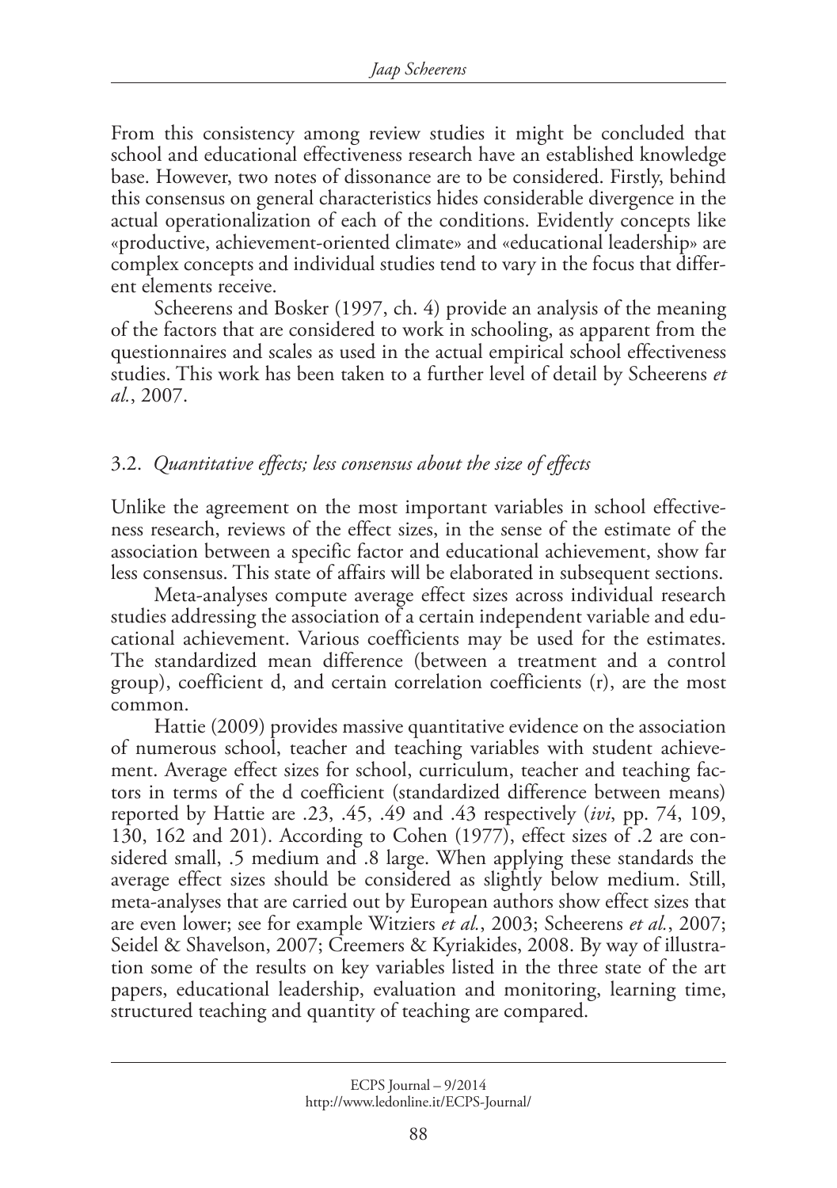From this consistency among review studies it might be concluded that school and educational effectiveness research have an established knowledge base. However, two notes of dissonance are to be considered. Firstly, behind this consensus on general characteristics hides considerable divergence in the actual operationalization of each of the conditions. Evidently concepts like «productive, achievement-oriented climate» and «educational leadership» are complex concepts and individual studies tend to vary in the focus that different elements receive.

Scheerens and Bosker (1997, ch. 4) provide an analysis of the meaning of the factors that are considered to work in schooling, as apparent from the questionnaires and scales as used in the actual empirical school effectiveness studies. This work has been taken to a further level of detail by Scheerens *et al.*, 2007.

### 3.2. *Quantitative effects; less consensus about the size of effects*

Unlike the agreement on the most important variables in school effectiveness research, reviews of the effect sizes, in the sense of the estimate of the association between a specific factor and educational achievement, show far less consensus. This state of affairs will be elaborated in subsequent sections.

Meta-analyses compute average effect sizes across individual research studies addressing the association of a certain independent variable and educational achievement. Various coefficients may be used for the estimates. The standardized mean difference (between a treatment and a control group), coefficient d, and certain correlation coefficients (r), are the most common.

Hattie (2009) provides massive quantitative evidence on the association of numerous school, teacher and teaching variables with student achievement. Average effect sizes for school, curriculum, teacher and teaching factors in terms of the d coefficient (standardized difference between means) reported by Hattie are .23, .45, .49 and .43 respectively (*ivi*, pp. 74, 109, 130, 162 and 201). According to Cohen (1977), effect sizes of .2 are considered small, .5 medium and .8 large. When applying these standards the average effect sizes should be considered as slightly below medium. Still, meta-analyses that are carried out by European authors show effect sizes that are even lower; see for example Witziers *et al.*, 2003; Scheerens *et al.*, 2007; Seidel & Shavelson, 2007; Creemers & Kyriakides, 2008. By way of illustration some of the results on key variables listed in the three state of the art papers, educational leadership, evaluation and monitoring, learning time, structured teaching and quantity of teaching are compared.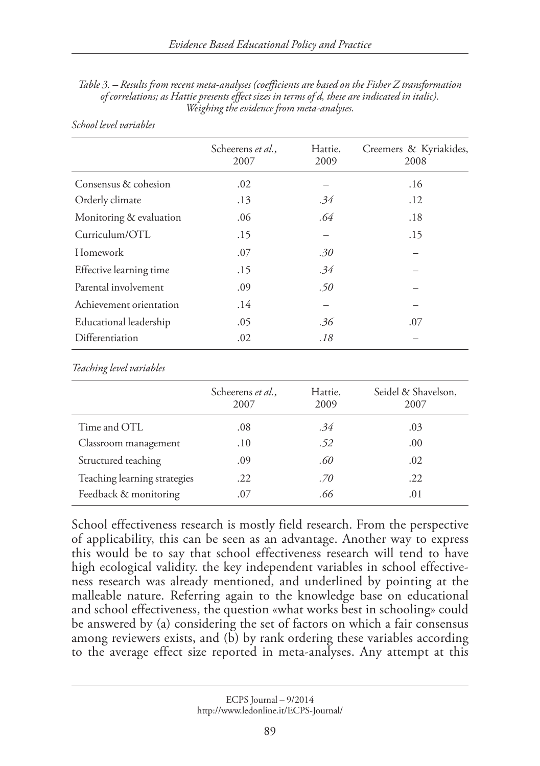*Table 3. – Results from recent meta-analyses (coefficients are based on the Fisher Z transformation of correlations; as Hattie presents effect sizes in terms of d, these are indicated in italic). Weighing the evidence from meta-analyses.*

*School level variables*

| | Scheerens *et al.*, 2007 | Hattie, 2009 | Creemers & Kyriakides, 2008 |
|---|---|---|---|
| Consensus & cohesion | .02 | – | .16 |
| Orderly climate | .13 | *.34* | .12 |
| Monitoring & evaluation | .06 | *.64* | .18 |
| Curriculum/OTL | .15 | – | .15 |
| Homework | .07 | *.30* | – |
| Effective learning time | .15 | *.34* | – |
| Parental involvement | .09 | *.50* | – |
| Achievement orientation | .14 | – | – |
| Educational leadership | .05 | *.36* | .07 |
| Differentiation | .02 | *.18* | – |

*Teaching level variables*

| | Scheerens *et al.*, 2007 | Hattie, 2009 | Seidel & Shavelson, 2007 |
|---|---|---|---|
| Time and OTL | .08 | *.34* | .03 |
| Classroom management | .10 | *.52* | .00 |
| Structured teaching | .09 | *.60* | .02 |
| Teaching learning strategies | .22 | *.70* | .22 |
| Feedback & monitoring | .07 | *.66* | .01 |

School effectiveness research is mostly field research. From the perspective of applicability, this can be seen as an advantage. Another way to express this would be to say that school effectiveness research will tend to have high ecological validity. the key independent variables in school effectiveness research was already mentioned, and underlined by pointing at the malleable nature. Referring again to the knowledge base on educational and school effectiveness, the question «what works best in schooling» could be answered by (a) considering the set of factors on which a fair consensus among reviewers exists, and (b) by rank ordering these variables according to the average effect size reported in meta-analyses. Any attempt at this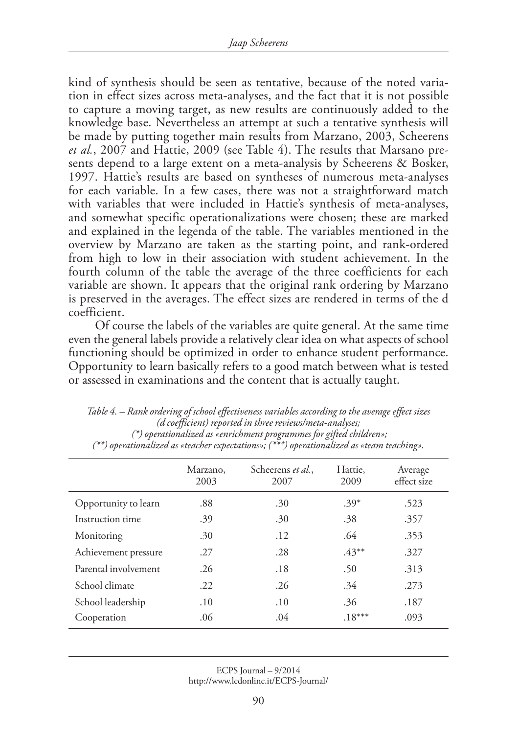kind of synthesis should be seen as tentative, because of the noted variation in effect sizes across meta-analyses, and the fact that it is not possible to capture a moving target, as new results are continuously added to the knowledge base. Nevertheless an attempt at such a tentative synthesis will be made by putting together main results from Marzano, 2003, Scheerens *et al.*, 2007 and Hattie, 2009 (see Table 4). The results that Marsano presents depend to a large extent on a meta-analysis by Scheerens & Bosker, 1997. Hattie's results are based on syntheses of numerous meta-analyses for each variable. In a few cases, there was not a straightforward match with variables that were included in Hattie's synthesis of meta-analyses, and somewhat specific operationalizations were chosen; these are marked and explained in the legenda of the table. The variables mentioned in the overview by Marzano are taken as the starting point, and rank-ordered from high to low in their association with student achievement. In the fourth column of the table the average of the three coefficients for each variable are shown. It appears that the original rank ordering by Marzano is preserved in the averages. The effect sizes are rendered in terms of the d coefficient.

Of course the labels of the variables are quite general. At the same time even the general labels provide a relatively clear idea on what aspects of school functioning should be optimized in order to enhance student performance. Opportunity to learn basically refers to a good match between what is tested or assessed in examinations and the content that is actually taught.

*Table 4. – Rank ordering of school effectiveness variables according to the average effect sizes (d coefficient) reported in three reviews/meta-analyses; (\*) operationalized as «enrichment programmes for gifted children»; (\*\*) operationalized as «teacher expectations»; (\*\*\*) operationalized as «team teaching».*

| | Marzano, 2003 | Scheerens *et al.*, 2007 | Hattie, 2009 | Average effect size |
|---|---|---|---|---|
| Opportunity to learn | .88 | .30 | .39* | .523 |
| Instruction time | .39 | .30 | .38 | .357 |
| Monitoring | .30 | .12 | .64 | .353 |
| Achievement pressure | .27 | .28 | .43** | .327 |
| Parental involvement | .26 | .18 | .50 | .313 |
| School climate | .22 | .26 | .34 | .273 |
| School leadership | .10 | .10 | .36 | .187 |
| Cooperation | .06 | .04 | .18*** | .093 |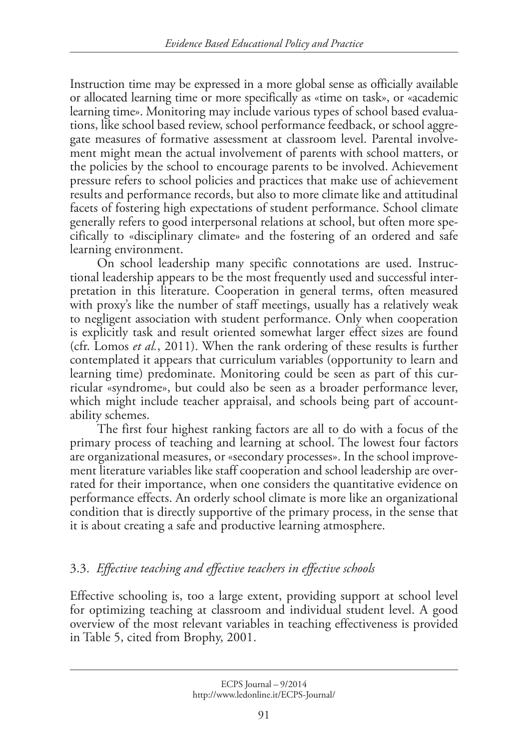Instruction time may be expressed in a more global sense as officially available or allocated learning time or more specifically as «time on task», or «academic learning time». Monitoring may include various types of school based evaluations, like school based review, school performance feedback, or school aggregate measures of formative assessment at classroom level. Parental involvement might mean the actual involvement of parents with school matters, or the policies by the school to encourage parents to be involved. Achievement pressure refers to school policies and practices that make use of achievement results and performance records, but also to more climate like and attitudinal facets of fostering high expectations of student performance. School climate generally refers to good interpersonal relations at school, but often more specifically to «disciplinary climate» and the fostering of an ordered and safe learning environment.

On school leadership many specific connotations are used. Instructional leadership appears to be the most frequently used and successful interpretation in this literature. Cooperation in general terms, often measured with proxy's like the number of staff meetings, usually has a relatively weak to negligent association with student performance. Only when cooperation is explicitly task and result oriented somewhat larger effect sizes are found (cfr. Lomos *et al.*, 2011). When the rank ordering of these results is further contemplated it appears that curriculum variables (opportunity to learn and learning time) predominate. Monitoring could be seen as part of this curricular «syndrome», but could also be seen as a broader performance lever, which might include teacher appraisal, and schools being part of accountability schemes.

The first four highest ranking factors are all to do with a focus of the primary process of teaching and learning at school. The lowest four factors are organizational measures, or «secondary processes». In the school improvement literature variables like staff cooperation and school leadership are overrated for their importance, when one considers the quantitative evidence on performance effects. An orderly school climate is more like an organizational condition that is directly supportive of the primary process, in the sense that it is about creating a safe and productive learning atmosphere.

### 3.3. *Effective teaching and effective teachers in effective schools*

Effective schooling is, too a large extent, providing support at school level for optimizing teaching at classroom and individual student level. A good overview of the most relevant variables in teaching effectiveness is provided in Table 5, cited from Brophy, 2001.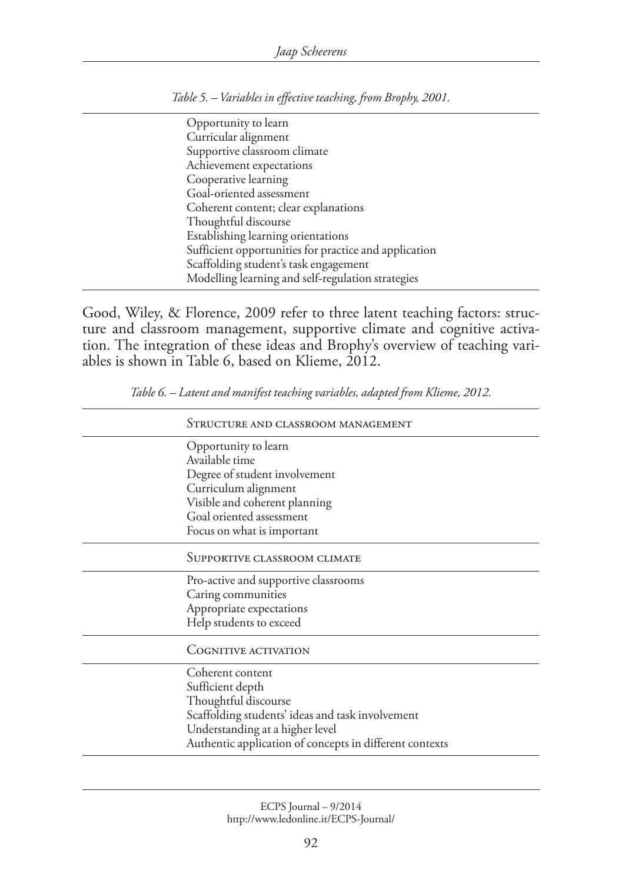*Table 5. – Variables in effective teaching, from Brophy, 2001.*

| |
|---|
| Opportunity to learn |
| Curricular alignment |
| Supportive classroom climate |
| Achievement expectations |
| Cooperative learning |
| Goal-oriented assessment |
| Coherent content; clear explanations |
| Thoughtful discourse |
| Establishing learning orientations |
| Sufficient opportunities for practice and application |
| Scaffolding student's task engagement |
| Modelling learning and self-regulation strategies |

Good, Wiley, & Florence, 2009 refer to three latent teaching factors: structure and classroom management, supportive climate and cognitive activation. The integration of these ideas and Brophy's overview of teaching variables is shown in Table 6, based on Klieme, 2012.

*Table 6. – Latent and manifest teaching variables, adapted from Klieme, 2012.*

| Structure and classroom management |
|---|
| Opportunity to learn |
| Available time |
| Degree of student involvement |
| Curriculum alignment |
| Visible and coherent planning |
| Goal oriented assessment |
| Focus on what is important |
| **Supportive classroom climate** |
| Pro-active and supportive classrooms |
| Caring communities |
| Appropriate expectations |
| Help students to exceed |
| **Cognitive activation** |
| Coherent content |
| Sufficient depth |
| Thoughtful discourse |
| Scaffolding students' ideas and task involvement |
| Understanding at a higher level |
| Authentic application of concepts in different contexts |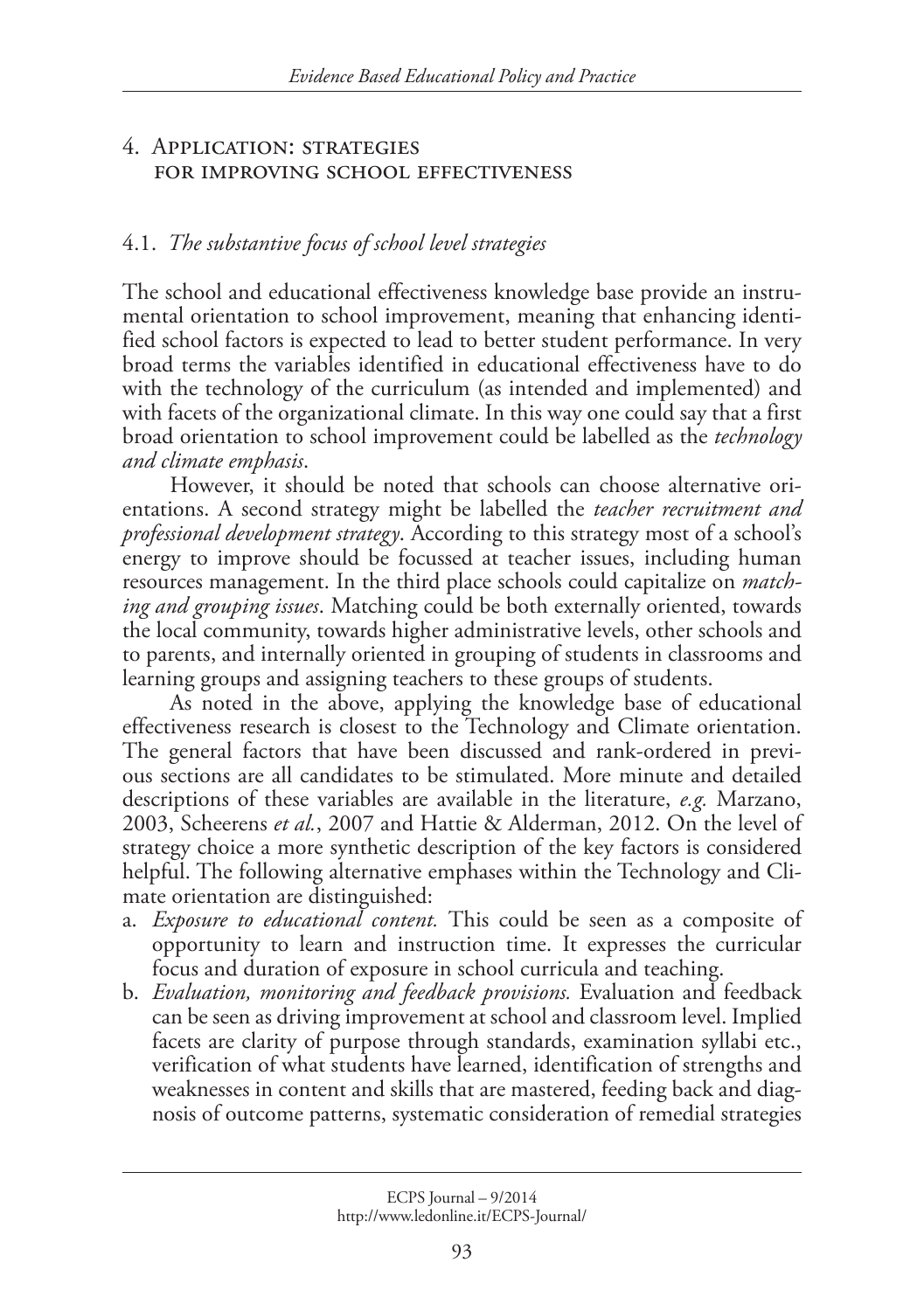## 4. Application: strategies for improving school effectiveness

### 4.1. *The substantive focus of school level strategies*

The school and educational effectiveness knowledge base provide an instrumental orientation to school improvement, meaning that enhancing identified school factors is expected to lead to better student performance. In very broad terms the variables identified in educational effectiveness have to do with the technology of the curriculum (as intended and implemented) and with facets of the organizational climate. In this way one could say that a first broad orientation to school improvement could be labelled as the *technology and climate emphasis*.

However, it should be noted that schools can choose alternative orientations. A second strategy might be labelled the *teacher recruitment and professional development strategy*. According to this strategy most of a school's energy to improve should be focussed at teacher issues, including human resources management. In the third place schools could capitalize on *matching and grouping issues*. Matching could be both externally oriented, towards the local community, towards higher administrative levels, other schools and to parents, and internally oriented in grouping of students in classrooms and learning groups and assigning teachers to these groups of students.

As noted in the above, applying the knowledge base of educational effectiveness research is closest to the Technology and Climate orientation. The general factors that have been discussed and rank-ordered in previous sections are all candidates to be stimulated. More minute and detailed descriptions of these variables are available in the literature, *e.g.* Marzano, 2003, Scheerens *et al.*, 2007 and Hattie & Alderman, 2012. On the level of strategy choice a more synthetic description of the key factors is considered helpful. The following alternative emphases within the Technology and Climate orientation are distinguished:

a. *Exposure to educational content.* This could be seen as a composite of opportunity to learn and instruction time. It expresses the curricular focus and duration of exposure in school curricula and teaching.
b. *Evaluation, monitoring and feedback provisions.* Evaluation and feedback can be seen as driving improvement at school and classroom level. Implied facets are clarity of purpose through standards, examination syllabi etc., verification of what students have learned, identification of strengths and weaknesses in content and skills that are mastered, feeding back and diagnosis of outcome patterns, systematic consideration of remedial strategies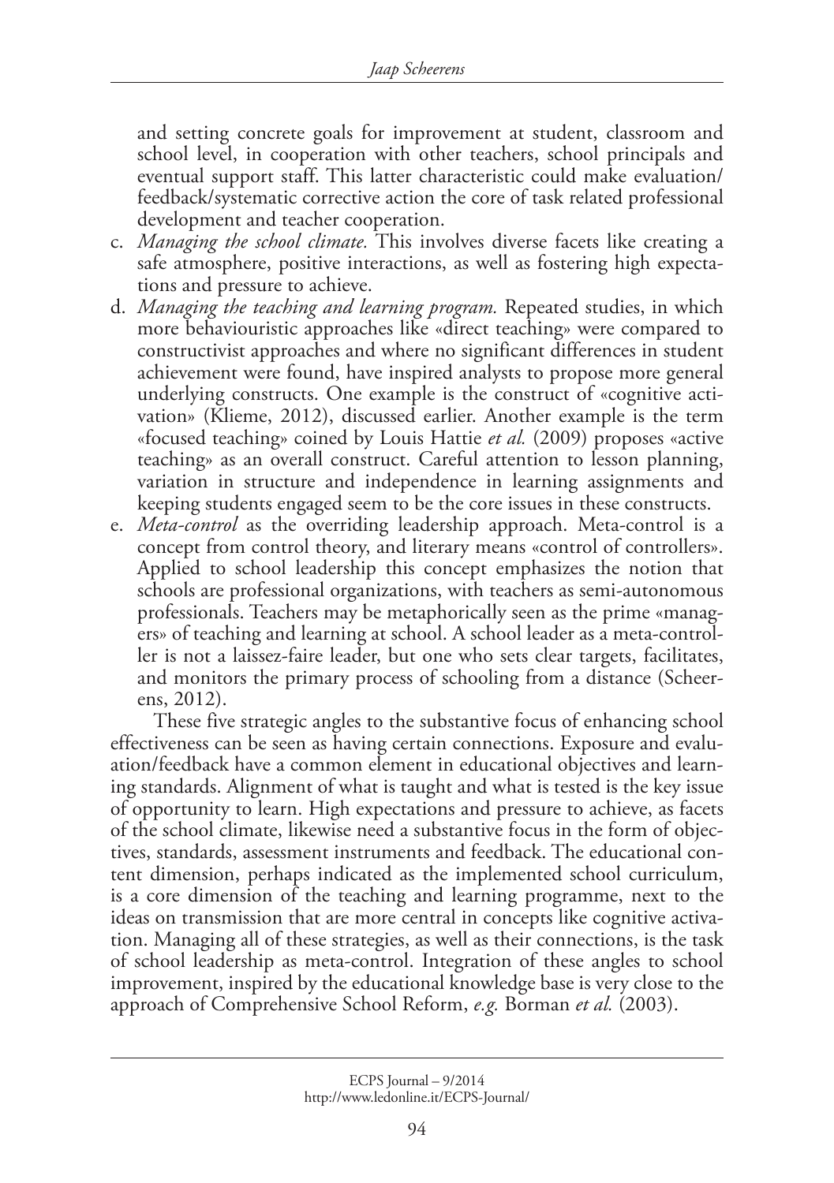and setting concrete goals for improvement at student, classroom and school level, in cooperation with other teachers, school principals and eventual support staff. This latter characteristic could make evaluation/feedback/systematic corrective action the core of task related professional development and teacher cooperation.

c. *Managing the school climate.* This involves diverse facets like creating a safe atmosphere, positive interactions, as well as fostering high expectations and pressure to achieve.
d. *Managing the teaching and learning program.* Repeated studies, in which more behaviouristic approaches like «direct teaching» were compared to constructivist approaches and where no significant differences in student achievement were found, have inspired analysts to propose more general underlying constructs. One example is the construct of «cognitive activation» (Klieme, 2012), discussed earlier. Another example is the term «focused teaching» coined by Louis Hattie *et al.* (2009) proposes «active teaching» as an overall construct. Careful attention to lesson planning, variation in structure and independence in learning assignments and keeping students engaged seem to be the core issues in these constructs.
e. *Meta-control* as the overriding leadership approach. Meta-control is a concept from control theory, and literary means «control of controllers». Applied to school leadership this concept emphasizes the notion that schools are professional organizations, with teachers as semi-autonomous professionals. Teachers may be metaphorically seen as the prime «managers» of teaching and learning at school. A school leader as a meta-controller is not a laissez-faire leader, but one who sets clear targets, facilitates, and monitors the primary process of schooling from a distance (Scheerens, 2012).

These five strategic angles to the substantive focus of enhancing school effectiveness can be seen as having certain connections. Exposure and evaluation/feedback have a common element in educational objectives and learning standards. Alignment of what is taught and what is tested is the key issue of opportunity to learn. High expectations and pressure to achieve, as facets of the school climate, likewise need a substantive focus in the form of objectives, standards, assessment instruments and feedback. The educational content dimension, perhaps indicated as the implemented school curriculum, is a core dimension of the teaching and learning programme, next to the ideas on transmission that are more central in concepts like cognitive activation. Managing all of these strategies, as well as their connections, is the task of school leadership as meta-control. Integration of these angles to school improvement, inspired by the educational knowledge base is very close to the approach of Comprehensive School Reform, *e.g.* Borman *et al.* (2003).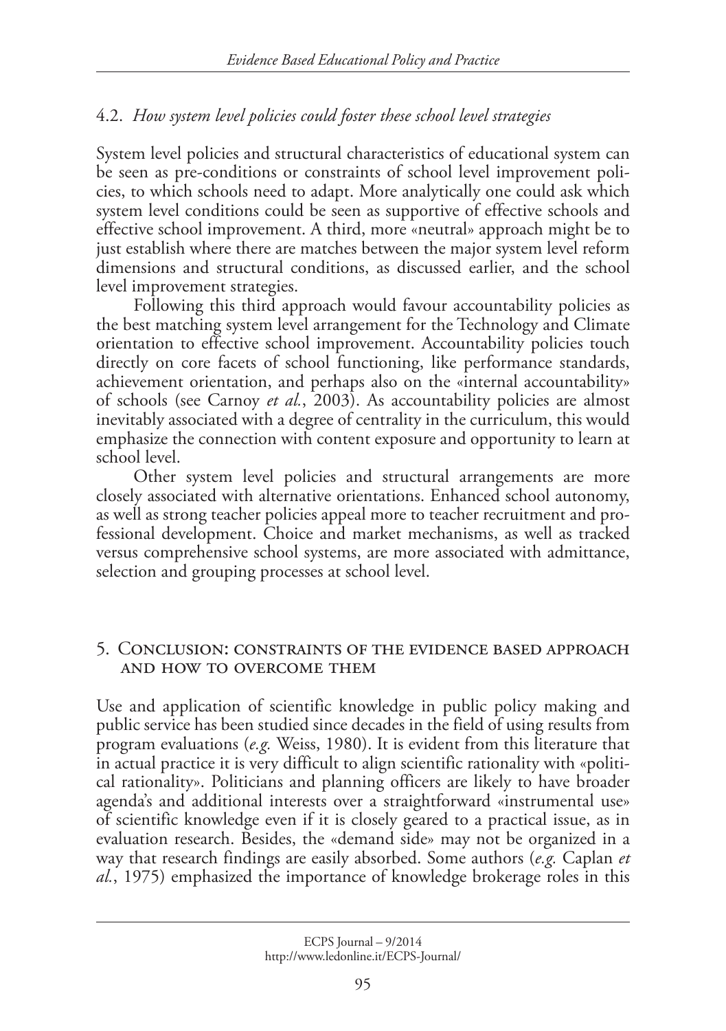### 4.2. *How system level policies could foster these school level strategies*

System level policies and structural characteristics of educational system can be seen as pre-conditions or constraints of school level improvement policies, to which schools need to adapt. More analytically one could ask which system level conditions could be seen as supportive of effective schools and effective school improvement. A third, more «neutral» approach might be to just establish where there are matches between the major system level reform dimensions and structural conditions, as discussed earlier, and the school level improvement strategies.

Following this third approach would favour accountability policies as the best matching system level arrangement for the Technology and Climate orientation to effective school improvement. Accountability policies touch directly on core facets of school functioning, like performance standards, achievement orientation, and perhaps also on the «internal accountability» of schools (see Carnoy *et al.*, 2003). As accountability policies are almost inevitably associated with a degree of centrality in the curriculum, this would emphasize the connection with content exposure and opportunity to learn at school level.

Other system level policies and structural arrangements are more closely associated with alternative orientations. Enhanced school autonomy, as well as strong teacher policies appeal more to teacher recruitment and professional development. Choice and market mechanisms, as well as tracked versus comprehensive school systems, are more associated with admittance, selection and grouping processes at school level.

## 5. Conclusion: constraints of the evidence based approach and how to overcome them

Use and application of scientific knowledge in public policy making and public service has been studied since decades in the field of using results from program evaluations (*e.g.* Weiss, 1980). It is evident from this literature that in actual practice it is very difficult to align scientific rationality with «political rationality». Politicians and planning officers are likely to have broader agenda's and additional interests over a straightforward «instrumental use» of scientific knowledge even if it is closely geared to a practical issue, as in evaluation research. Besides, the «demand side» may not be organized in a way that research findings are easily absorbed. Some authors (*e.g.* Caplan *et al.*, 1975) emphasized the importance of knowledge brokerage roles in this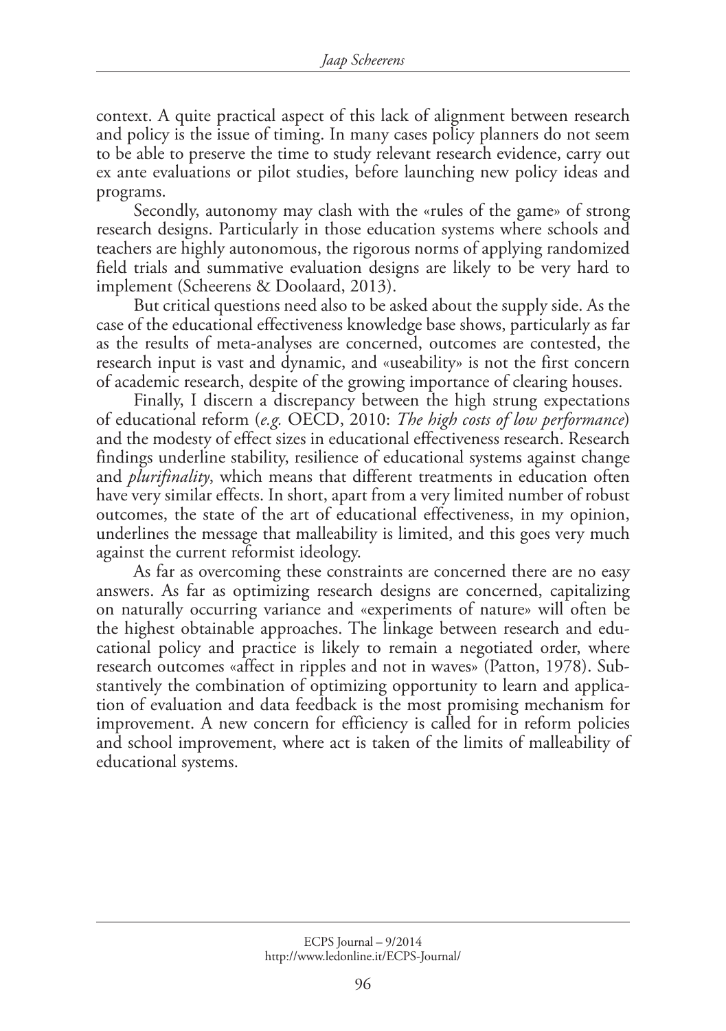context. A quite practical aspect of this lack of alignment between research and policy is the issue of timing. In many cases policy planners do not seem to be able to preserve the time to study relevant research evidence, carry out ex ante evaluations or pilot studies, before launching new policy ideas and programs.

Secondly, autonomy may clash with the «rules of the game» of strong research designs. Particularly in those education systems where schools and teachers are highly autonomous, the rigorous norms of applying randomized field trials and summative evaluation designs are likely to be very hard to implement (Scheerens & Doolaard, 2013).

But critical questions need also to be asked about the supply side. As the case of the educational effectiveness knowledge base shows, particularly as far as the results of meta-analyses are concerned, outcomes are contested, the research input is vast and dynamic, and «useability» is not the first concern of academic research, despite of the growing importance of clearing houses.

Finally, I discern a discrepancy between the high strung expectations of educational reform (*e.g.* OECD, 2010: *The high costs of low performance*) and the modesty of effect sizes in educational effectiveness research. Research findings underline stability, resilience of educational systems against change and *plurifinality*, which means that different treatments in education often have very similar effects. In short, apart from a very limited number of robust outcomes, the state of the art of educational effectiveness, in my opinion, underlines the message that malleability is limited, and this goes very much against the current reformist ideology.

As far as overcoming these constraints are concerned there are no easy answers. As far as optimizing research designs are concerned, capitalizing on naturally occurring variance and «experiments of nature» will often be the highest obtainable approaches. The linkage between research and educational policy and practice is likely to remain a negotiated order, where research outcomes «affect in ripples and not in waves» (Patton, 1978). Substantively the combination of optimizing opportunity to learn and application of evaluation and data feedback is the most promising mechanism for improvement. A new concern for efficiency is called for in reform policies and school improvement, where act is taken of the limits of malleability of educational systems.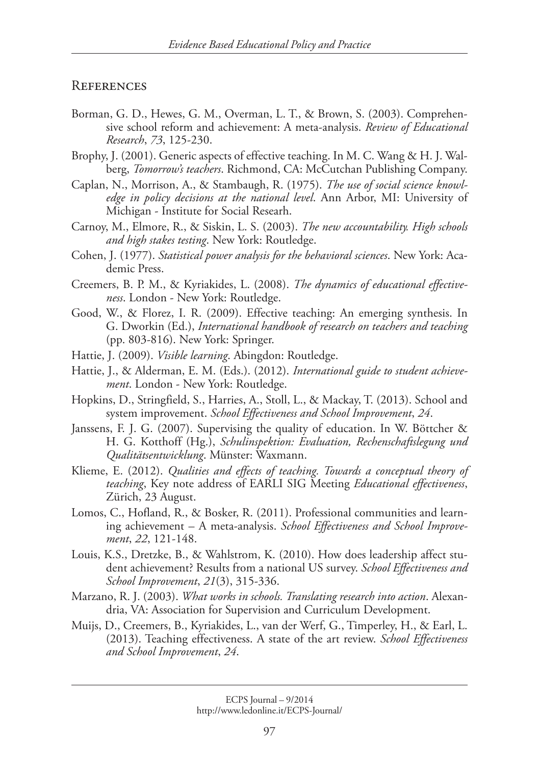## References

Borman, G. D., Hewes, G. M., Overman, L. T., & Brown, S. (2003). Comprehensive school reform and achievement: A meta-analysis. *Review of Educational Research*, *73*, 125-230.

Brophy, J. (2001). Generic aspects of effective teaching. In M. C. Wang & H. J. Walberg, *Tomorrow's teachers*. Richmond, CA: McCutchan Publishing Company.

Caplan, N., Morrison, A., & Stambaugh, R. (1975). *The use of social science knowledge in policy decisions at the national level*. Ann Arbor, MI: University of Michigan - Institute for Social Researh.

Carnoy, M., Elmore, R., & Siskin, L. S. (2003). *The new accountability. High schools and high stakes testing*. New York: Routledge.

Cohen, J. (1977). *Statistical power analysis for the behavioral sciences*. New York: Academic Press.

Creemers, B. P. M., & Kyriakides, L. (2008). *The dynamics of educational effectiveness*. London - New York: Routledge.

Good, W., & Florez, I. R. (2009). Effective teaching: An emerging synthesis. In G. Dworkin (Ed.), *International handbook of research on teachers and teaching* (pp. 803-816). New York: Springer.

Hattie, J. (2009). *Visible learning*. Abingdon: Routledge.

Hattie, J., & Alderman, E. M. (Eds.). (2012). *International guide to student achievement*. London - New York: Routledge.

Hopkins, D., Stringfield, S., Harries, A., Stoll, L., & Mackay, T. (2013). School and system improvement. *School Effectiveness and School Improvement*, *24*.

Janssens, F. J. G. (2007). Supervising the quality of education. In W. Böttcher & H. G. Kotthoff (Hg.), *Schulinspektion: Evaluation, Rechenschaftslegung und Qualitätsentwicklung*. Münster: Waxmann.

Klieme, E. (2012). *Qualities and effects of teaching. Towards a conceptual theory of teaching*, Key note address of EARLI SIG Meeting *Educational effectiveness*, Zürich, 23 August.

Lomos, C., Hofland, R., & Bosker, R. (2011). Professional communities and learning achievement – A meta-analysis. *School Effectiveness and School Improvement*, *22*, 121-148.

Louis, K.S., Dretzke, B., & Wahlstrom, K. (2010). How does leadership affect student achievement? Results from a national US survey. *School Effectiveness and School Improvement*, *21*(3), 315-336.

Marzano, R. J. (2003). *What works in schools. Translating research into action*. Alexandria, VA: Association for Supervision and Curriculum Development.

Muijs, D., Creemers, B., Kyriakides, L., van der Werf, G., Timperley, H., & Earl, L. (2013). Teaching effectiveness. A state of the art review. *School Effectiveness and School Improvement*, *24*.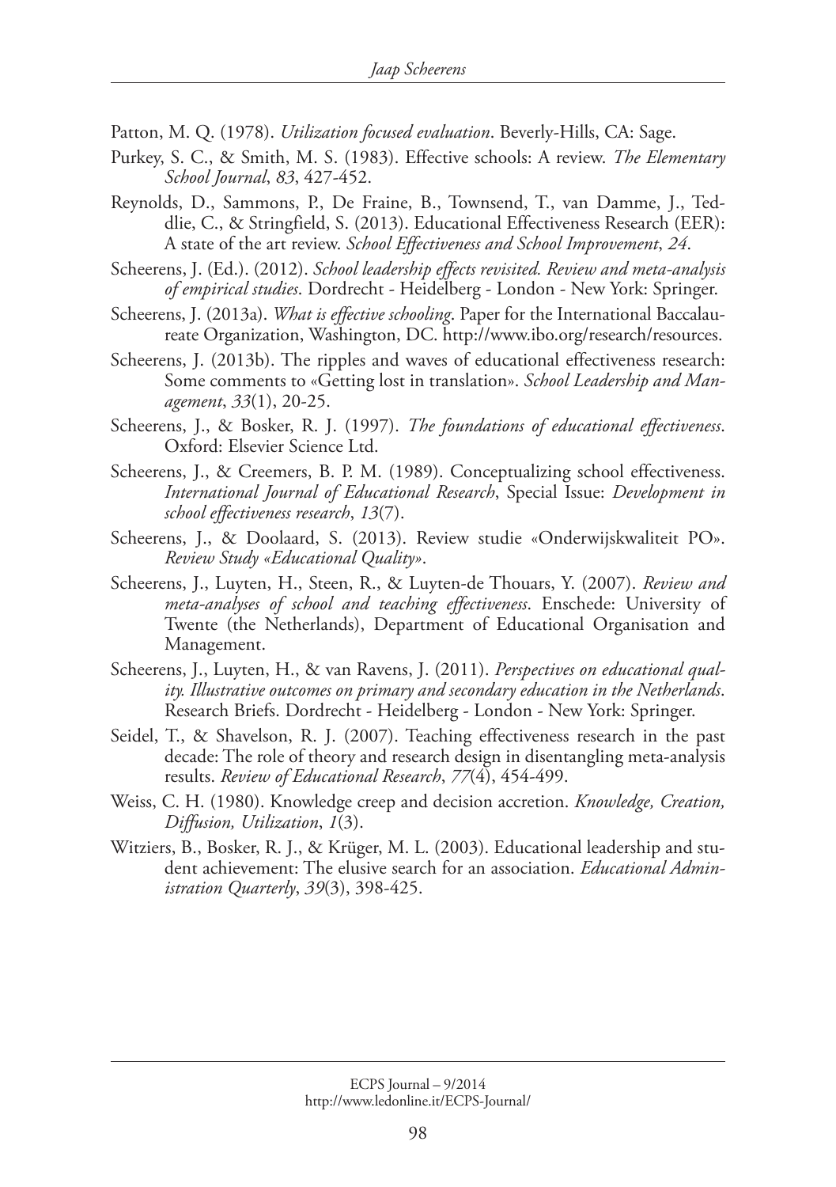Patton, M. Q. (1978). *Utilization focused evaluation*. Beverly-Hills, CA: Sage.

Purkey, S. C., & Smith, M. S. (1983). Effective schools: A review. *The Elementary School Journal*, *83*, 427-452.

Reynolds, D., Sammons, P., De Fraine, B., Townsend, T., van Damme, J., Teddlie, C., & Stringfield, S. (2013). Educational Effectiveness Research (EER): A state of the art review. *School Effectiveness and School Improvement*, *24*.

Scheerens, J. (Ed.). (2012). *School leadership effects revisited. Review and meta-analysis of empirical studies*. Dordrecht - Heidelberg - London - New York: Springer.

Scheerens, J. (2013a). *What is effective schooling*. Paper for the International Baccalaureate Organization, Washington, DC. http://www.ibo.org/research/resources.

Scheerens, J. (2013b). The ripples and waves of educational effectiveness research: Some comments to «Getting lost in translation». *School Leadership and Management*, *33*(1), 20-25.

Scheerens, J., & Bosker, R. J. (1997). *The foundations of educational effectiveness*. Oxford: Elsevier Science Ltd.

Scheerens, J., & Creemers, B. P. M. (1989). Conceptualizing school effectiveness. *International Journal of Educational Research*, Special Issue: *Development in school effectiveness research*, *13*(7).

Scheerens, J., & Doolaard, S. (2013). Review studie «Onderwijskwaliteit PO». *Review Study «Educational Quality»*.

Scheerens, J., Luyten, H., Steen, R., & Luyten-de Thouars, Y. (2007). *Review and meta-analyses of school and teaching effectiveness*. Enschede: University of Twente (the Netherlands), Department of Educational Organisation and Management.

Scheerens, J., Luyten, H., & van Ravens, J. (2011). *Perspectives on educational quality. Illustrative outcomes on primary and secondary education in the Netherlands*. Research Briefs. Dordrecht - Heidelberg - London - New York: Springer.

Seidel, T., & Shavelson, R. J. (2007). Teaching effectiveness research in the past decade: The role of theory and research design in disentangling meta-analysis results. *Review of Educational Research*, *77*(4), 454-499.

Weiss, C. H. (1980). Knowledge creep and decision accretion. *Knowledge, Creation, Diffusion, Utilization*, *1*(3).

Witziers, B., Bosker, R. J., & Krüger, M. L. (2003). Educational leadership and student achievement: The elusive search for an association. *Educational Administration Quarterly*, *39*(3), 398-425.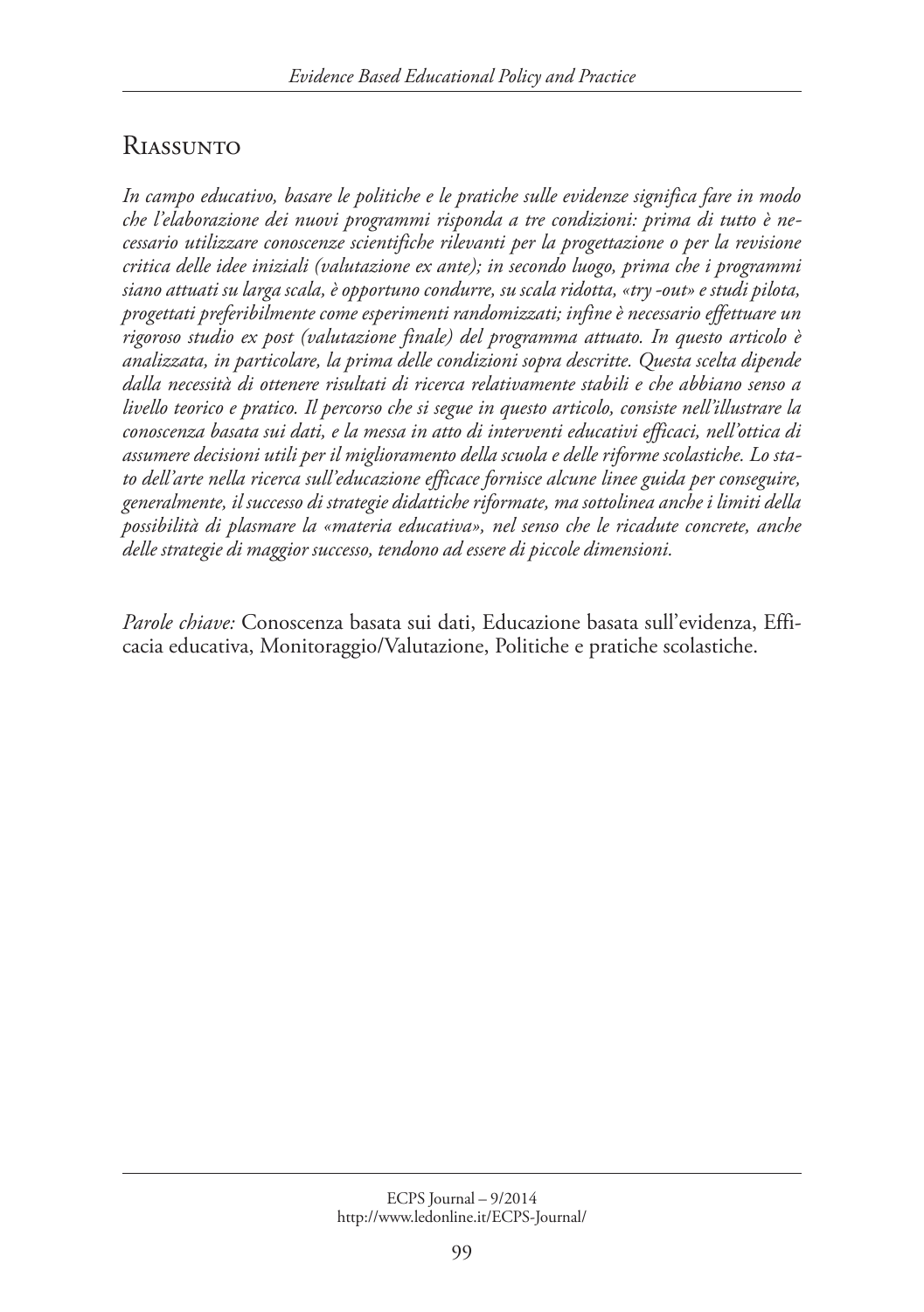## Riassunto

*In campo educativo, basare le politiche e le pratiche sulle evidenze significa fare in modo che l'elaborazione dei nuovi programmi risponda a tre condizioni: prima di tutto è necessario utilizzare conoscenze scientifiche rilevanti per la progettazione o per la revisione critica delle idee iniziali (valutazione ex ante); in secondo luogo, prima che i programmi siano attuati su larga scala, è opportuno condurre, su scala ridotta, «try -out» e studi pilota, progettati preferibilmente come esperimenti randomizzati; infine è necessario effettuare un rigoroso studio ex post (valutazione finale) del programma attuato. In questo articolo è analizzata, in particolare, la prima delle condizioni sopra descritte. Questa scelta dipende dalla necessità di ottenere risultati di ricerca relativamente stabili e che abbiano senso a livello teorico e pratico. Il percorso che si segue in questo articolo, consiste nell'illustrare la conoscenza basata sui dati, e la messa in atto di interventi educativi efficaci, nell'ottica di assumere decisioni utili per il miglioramento della scuola e delle riforme scolastiche. Lo stato dell'arte nella ricerca sull'educazione efficace fornisce alcune linee guida per conseguire, generalmente, il successo di strategie didattiche riformate, ma sottolinea anche i limiti della possibilità di plasmare la «materia educativa», nel senso che le ricadute concrete, anche delle strategie di maggior successo, tendono ad essere di piccole dimensioni.*

*Parole chiave:* Conoscenza basata sui dati, Educazione basata sull'evidenza, Efficacia educativa, Monitoraggio/Valutazione, Politiche e pratiche scolastiche.